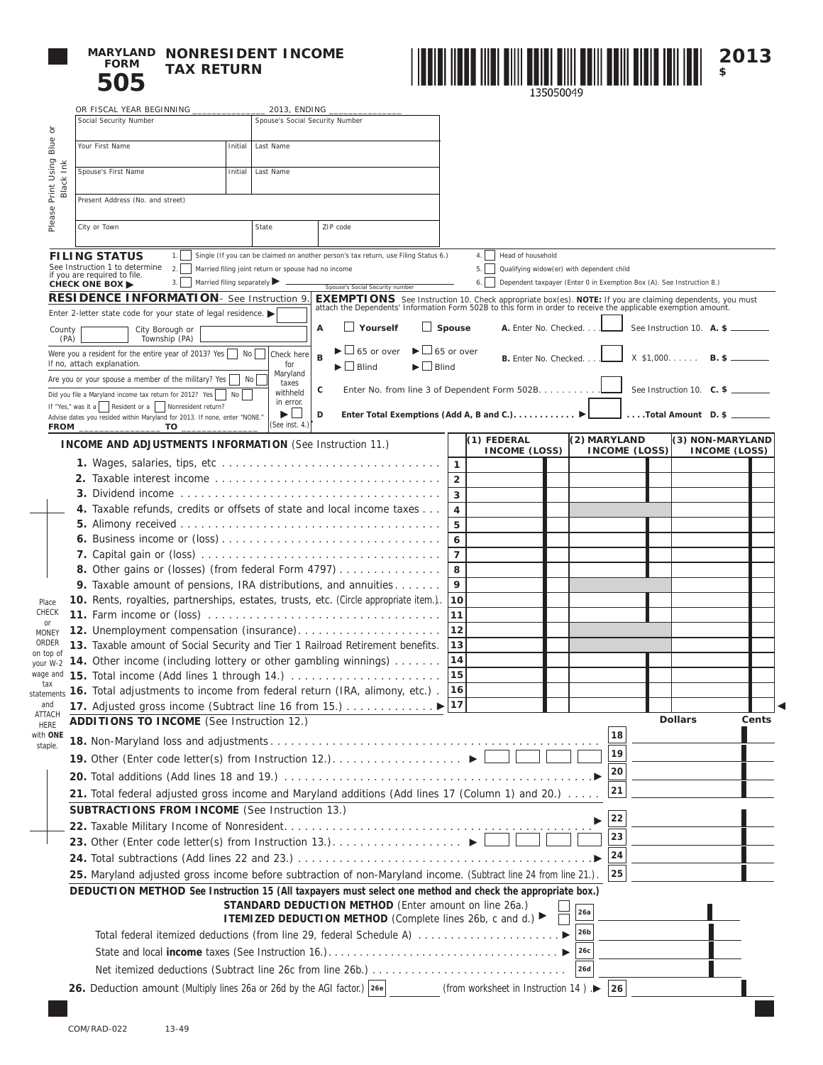# MARYLAND FORM 505 NONRESIDENT INCOME TAX RETURN

135050049

**2013**
**$**

OR FISCAL YEAR BEGINNING ______________ 2013, ENDING ______________

Please Print Using Blue or Black Ink

| Social Security Number | | Spouse's Social Security Number | |
|---|---|---|---|
| Your First Name | Initial | Last Name | |
| Spouse's First Name | Initial | Last Name | |
| Present Address (No. and street) | | | |
| City or Town | | State | ZIP code |

**FILING STATUS** See Instruction 1 to determine if you are required to file. **CHECK ONE BOX ▶**

1. ☐ Single (If you can be claimed on another person's tax return, use Filing Status 6.)
2. ☐ Married filing joint return or spouse had no income
3. ☐ Married filing separately ▶ ______ Spouse's Social Security number
4. ☐ Head of household
5. ☐ Qualifying widow(er) with dependent child
6. ☐ Dependent taxpayer (Enter 0 in Exemption Box (A). See Instruction 8.)

**RESIDENCE INFORMATION**- See Instruction 9.

Enter 2-letter state code for your state of legal residence. ▶ ☐

County (PA) ______ City Borough or Township (PA) ______

Were you a resident for the entire year of 2013? Yes ☐ No ☐ If no, attach explanation.

Are you or your spouse a member of the military? Yes ☐ No ☐

Did you file a Maryland income tax return for 2012? Yes ☐ No ☐

If "Yes," was it a ☐ Resident or a ☐ Nonresident return?

Advise dates you resided within Maryland for 2013. If none, enter "NONE."

FROM ______________ TO ______________

Check here for Maryland taxes withheld in error. ▶ ☐ (See inst. 4.)

**EXEMPTIONS** See Instruction 10. Check appropriate box(es). **NOTE:** If you are claiming dependents, you must attach the Dependents' Information Form 502B to this form in order to receive the applicable exemption amount.

- **A** ☐ **Yourself** ☐ **Spouse** — **A.** Enter No. Checked. . . ☐ See Instruction 10. **A. $** ______
- **B** ▶☐ 65 or over ▶☐ 65 or over ▶☐ Blind ▶☐ Blind — **B.** Enter No. Checked. . . ☐ X $1,000. . . . . . **B. $** ______
- **C** Enter No. from line 3 of Dependent Form 502B. . . . . . . . . . ☐ See Instruction 10. **C. $** ______
- **D** **Enter Total Exemptions (Add A, B and C.). . . . . . . . . . . ▶** ☐ **. . . .Total Amount D. $** ______

Place CHECK or MONEY ORDER on top of your W-2 wage and tax statements and ATTACH HERE with **ONE** staple.

| **INCOME AND ADJUSTMENTS INFORMATION** (See Instruction 11.) | | (1) FEDERAL INCOME (LOSS) | (2) MARYLAND INCOME (LOSS) | (3) NON-MARYLAND INCOME (LOSS) |
|---|---|---|---|---|
| **1.** Wages, salaries, tips, etc | 1 | | | |
| **2.** Taxable interest income | 2 | | | |
| **3.** Dividend income | 3 | | | |
| **4.** Taxable refunds, credits or offsets of state and local income taxes | 4 | | | |
| **5.** Alimony received | 5 | | | |
| **6.** Business income or (loss) | 6 | | | |
| **7.** Capital gain or (loss) | 7 | | | |
| **8.** Other gains or (losses) (from federal Form 4797) | 8 | | | |
| **9.** Taxable amount of pensions, IRA distributions, and annuities | 9 | | | |
| **10.** Rents, royalties, partnerships, estates, trusts, etc. (Circle appropriate item.) | 10 | | | |
| **11.** Farm income or (loss) | 11 | | | |
| **12.** Unemployment compensation (insurance) | 12 | | | |
| **13.** Taxable amount of Social Security and Tier 1 Railroad Retirement benefits. | 13 | | | |
| **14.** Other income (including lottery or other gambling winnings) | 14 | | | |
| **15.** Total income (Add lines 1 through 14.) | 15 | | | |
| **16.** Total adjustments to income from federal return (IRA, alimony, etc.) | 16 | | | |
| **17.** Adjusted gross income (Subtract line 16 from 15.) ▶ | 17 | | | |

| | | Dollars | Cents |
|---|---|---|---|
| **ADDITIONS TO INCOME** (See Instruction 12.) | | | |
| **18.** Non-Maryland loss and adjustments | 18 | | |
| **19.** Other (Enter code letter(s) from Instruction 12.) ▶ ☐ ☐ ☐ ☐ | 19 | | |
| **20.** Total additions (Add lines 18 and 19.) ▶ | 20 | | |
| **21.** Total federal adjusted gross income and Maryland additions (Add lines 17 (Column 1) and 20.) | 21 | | |
| **SUBTRACTIONS FROM INCOME** (See Instruction 13.) | | | |
| **22.** Taxable Military Income of Nonresident ▶ | 22 | | |
| **23.** Other (Enter code letter(s) from Instruction 13.) ▶ ☐ ☐ ☐ ☐ | 23 | | |
| **24.** Total subtractions (Add lines 22 and 23.) ▶ | 24 | | |
| **25.** Maryland adjusted gross income before subtraction of non-Maryland income. (Subtract line 24 from line 21.) | 25 | | |

**DEDUCTION METHOD See Instruction 15 (All taxpayers must select one method and check the appropriate box.)**

| | | | |
|---|---|---|---|
| **STANDARD DEDUCTION METHOD** (Enter amount on line 26a.) ☐ | 26a | | |
| **ITEMIZED DEDUCTION METHOD** (Complete lines 26b, c and d.) ▶ ☐ | | | |
| Total federal itemized deductions (from line 29, federal Schedule A) ▶ | 26b | | |
| State and local **income** taxes (See Instruction 16.) ▶ | 26c | | |
| Net itemized deductions (Subtract line 26c from line 26b.) | 26d | | |

**26.** Deduction amount (Multiply lines 26a or 26d by the AGI factor.) **26e** ______ (from worksheet in Instruction 14 ) .▶ **26** ______

COM/RAD-022 13-49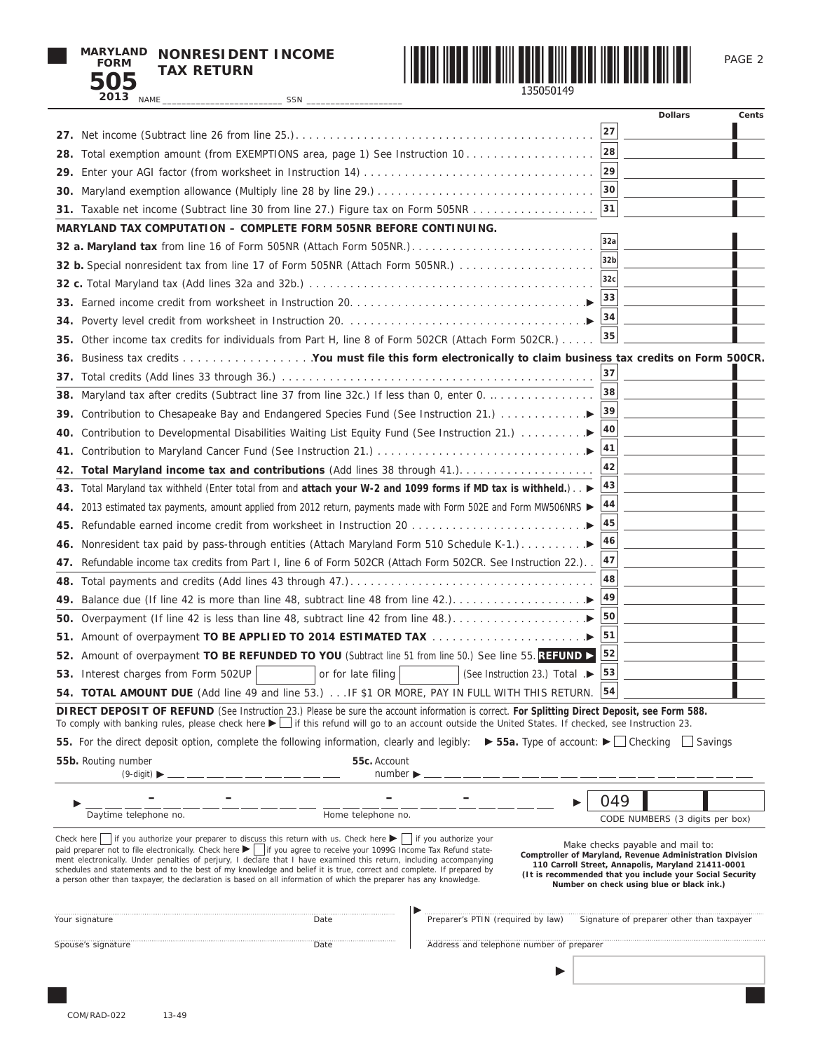# MARYLAND FORM 505 — NONRESIDENT INCOME TAX RETURN

2013

NAME ______________________ SSN __________________

135050149

| Line | Description | No. | Dollars | Cents |
|---|---|---|---|---|
| 27. | Net income (Subtract line 26 from line 25.) | 27 | | |
| 28. | Total exemption amount (from EXEMPTIONS area, page 1) See Instruction 10 | 28 | | |
| 29. | Enter your AGI factor (from worksheet in Instruction 14) | 29 | | |
| 30. | Maryland exemption allowance (Multiply line 28 by line 29.) | 30 | | |
| 31. | Taxable net income (Subtract line 30 from line 27.) Figure tax on Form 505NR | 31 | | |
| | **MARYLAND TAX COMPUTATION – COMPLETE FORM 505NR BEFORE CONTINUING.** | | | |
| 32 a. | **Maryland tax** from line 16 of Form 505NR (Attach Form 505NR.) | 32a | | |
| 32 b. | Special nonresident tax from line 17 of Form 505NR (Attach Form 505NR.) | 32b | | |
| 32 c. | Total Maryland tax (Add lines 32a and 32b.) | 32c | | |
| 33. | Earned income credit from worksheet in Instruction 20. ▶ | 33 | | |
| 34. | Poverty level credit from worksheet in Instruction 20. ▶ | 34 | | |
| 35. | Other income tax credits for individuals from Part H, line 8 of Form 502CR (Attach Form 502CR.) | 35 | | |
| 36. | Business tax credits. **You must file this form electronically to claim business tax credits on Form 500CR.** | | | |
| 37. | Total credits (Add lines 33 through 36.) | 37 | | |
| 38. | Maryland tax after credits (Subtract line 37 from line 32c.) If less than 0, enter 0. | 38 | | |
| 39. | Contribution to Chesapeake Bay and Endangered Species Fund (See Instruction 21.) ▶ | 39 | | |
| 40. | Contribution to Developmental Disabilities Waiting List Equity Fund (See Instruction 21.) ▶ | 40 | | |
| 41. | Contribution to Maryland Cancer Fund (See Instruction 21.) ▶ | 41 | | |
| 42. | **Total Maryland income tax and contributions** (Add lines 38 through 41.) | 42 | | |
| 43. | Total Maryland tax withheld (Enter total from and **attach your W-2 and 1099 forms if MD tax is withheld.**) ▶ | 43 | | |
| 44. | 2013 estimated tax payments, amount applied from 2012 return, payments made with Form 502E and Form MW506NRS ▶ | 44 | | |
| 45. | Refundable earned income credit from worksheet in Instruction 20 ▶ | 45 | | |
| 46. | Nonresident tax paid by pass-through entities (Attach Maryland Form 510 Schedule K-1.) ▶ | 46 | | |
| 47. | Refundable income tax credits from Part I, line 6 of Form 502CR (Attach Form 502CR. See Instruction 22.) | 47 | | |
| 48. | Total payments and credits (Add lines 43 through 47.) | 48 | | |
| 49. | Balance due (If line 42 is more than line 48, subtract line 48 from line 42.) ▶ | 49 | | |
| 50. | Overpayment (If line 42 is less than line 48, subtract line 42 from line 48.) ▶ | 50 | | |
| 51. | Amount of overpayment **TO BE APPLIED TO 2014 ESTIMATED TAX** ▶ | 51 | | |
| 52. | Amount of overpayment **TO BE REFUNDED TO YOU** (Subtract line 51 from line 50.) See line 55. **REFUND ▶** | 52 | | |
| 53. | Interest charges from Form 502UP ______ or for late filing ______ (See Instruction 23.) Total ▶ | 53 | | |
| 54. | **TOTAL AMOUNT DUE** (Add line 49 and line 53.) . . . IF $1 OR MORE, PAY IN FULL WITH THIS RETURN. | 54 | | |

**DIRECT DEPOSIT OF REFUND** (See Instruction 23.) Please be sure the account information is correct. **For Splitting Direct Deposit, see Form 588.**
To comply with banking rules, please check here ▶ ☐ if this refund will go to an account outside the United States. If checked, see Instruction 23.

**55.** For the direct deposit option, complete the following information, clearly and legibly: ▶ **55a.** Type of account: ▶ ☐ Checking ☐ Savings

**55b.** Routing number (9-digit) ▶ ___ ___ ___ ___ ___ ___ ___ ___ ___

**55c.** Account number ▶ ___ ___ ___ ___ ___ ___ ___ ___ ___ ___ ___ ___ ___ ___ ___ ___ ___

▶ ___ ___ ___ – ___ ___ ___ – ___ ___ ___ ___ Daytime telephone no.

___ ___ ___ – ___ ___ ___ – ___ ___ ___ ___ Home telephone no.

▶ 049 | | CODE NUMBERS (3 digits per box)

Check here ☐ if you authorize your preparer to discuss this return with us. Check here ▶ ☐ if you authorize your paid preparer not to file electronically. Check here ▶ ☐ if you agree to receive your 1099G Income Tax Refund statement electronically. Under penalties of perjury, I declare that I have examined this return, including accompanying schedules and statements and to the best of my knowledge and belief it is true, correct and complete. If prepared by a person other than taxpayer, the declaration is based on all information of which the preparer has any knowledge.

Make checks payable and mail to:
**Comptroller of Maryland, Revenue Administration Division**
**110 Carroll Street, Annapolis, Maryland 21411-0001**
**(It is recommended that you include your Social Security Number on check using blue or black ink.)**

Your signature ______________ Date ______

Spouse's signature ______________ Date ______

▶ Preparer's PTIN (required by law) Signature of preparer other than taxpayer

Address and telephone number of preparer

COM/RAD-022 13-49